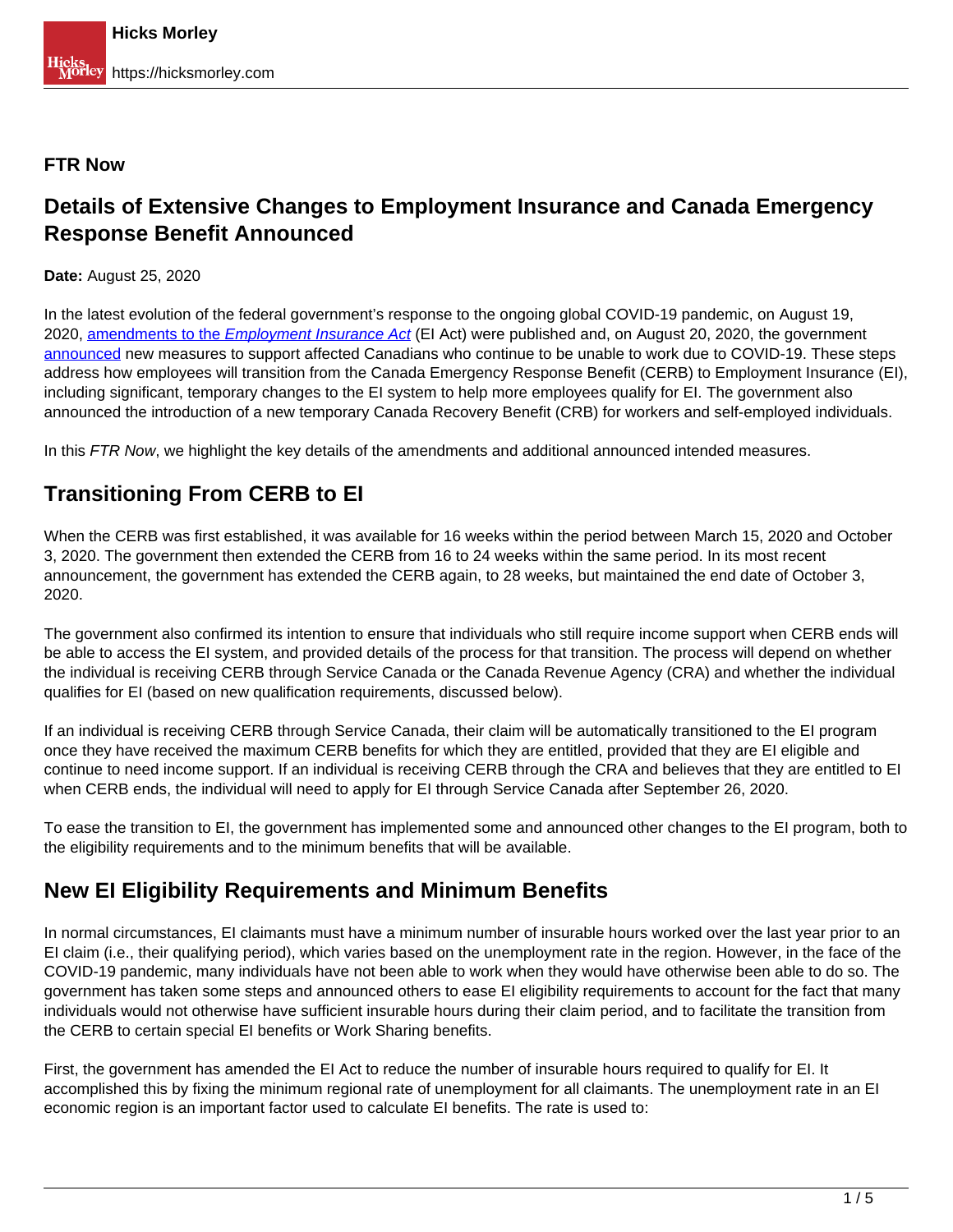**FTR Now**

# Details of Extensive Changes to Employment Insurance and Canada Emergency Response Benefit Announced

**Date:** August 25, 2020

In the latest evolution of the federal government's response to the ongoing global COVID-19 pandemic, on August 19, 2020, amendments to the *Employment Insurance Act* (EI Act) were published and, on August 20, 2020, the government announced new measures to support affected Canadians who continue to be unable to work due to COVID-19. These steps address how employees will transition from the Canada Emergency Response Benefit (CERB) to Employment Insurance (EI), including significant, temporary changes to the EI system to help more employees qualify for EI. The government also announced the introduction of a new temporary Canada Recovery Benefit (CRB) for workers and self-employed individuals.

In this *FTR Now*, we highlight the key details of the amendments and additional announced intended measures.

## Transitioning From CERB to EI

When the CERB was first established, it was available for 16 weeks within the period between March 15, 2020 and October 3, 2020. The government then extended the CERB from 16 to 24 weeks within the same period. In its most recent announcement, the government has extended the CERB again, to 28 weeks, but maintained the end date of October 3, 2020.

The government also confirmed its intention to ensure that individuals who still require income support when CERB ends will be able to access the EI system, and provided details of the process for that transition. The process will depend on whether the individual is receiving CERB through Service Canada or the Canada Revenue Agency (CRA) and whether the individual qualifies for EI (based on new qualification requirements, discussed below).

If an individual is receiving CERB through Service Canada, their claim will be automatically transitioned to the EI program once they have received the maximum CERB benefits for which they are entitled, provided that they are EI eligible and continue to need income support. If an individual is receiving CERB through the CRA and believes that they are entitled to EI when CERB ends, the individual will need to apply for EI through Service Canada after September 26, 2020.

To ease the transition to EI, the government has implemented some and announced other changes to the EI program, both to the eligibility requirements and to the minimum benefits that will be available.

## New EI Eligibility Requirements and Minimum Benefits

In normal circumstances, EI claimants must have a minimum number of insurable hours worked over the last year prior to an EI claim (i.e., their qualifying period), which varies based on the unemployment rate in the region. However, in the face of the COVID-19 pandemic, many individuals have not been able to work when they would have otherwise been able to do so. The government has taken some steps and announced others to ease EI eligibility requirements to account for the fact that many individuals would not otherwise have sufficient insurable hours during their claim period, and to facilitate the transition from the CERB to certain special EI benefits or Work Sharing benefits.

First, the government has amended the EI Act to reduce the number of insurable hours required to qualify for EI. It accomplished this by fixing the minimum regional rate of unemployment for all claimants. The unemployment rate in an EI economic region is an important factor used to calculate EI benefits. The rate is used to: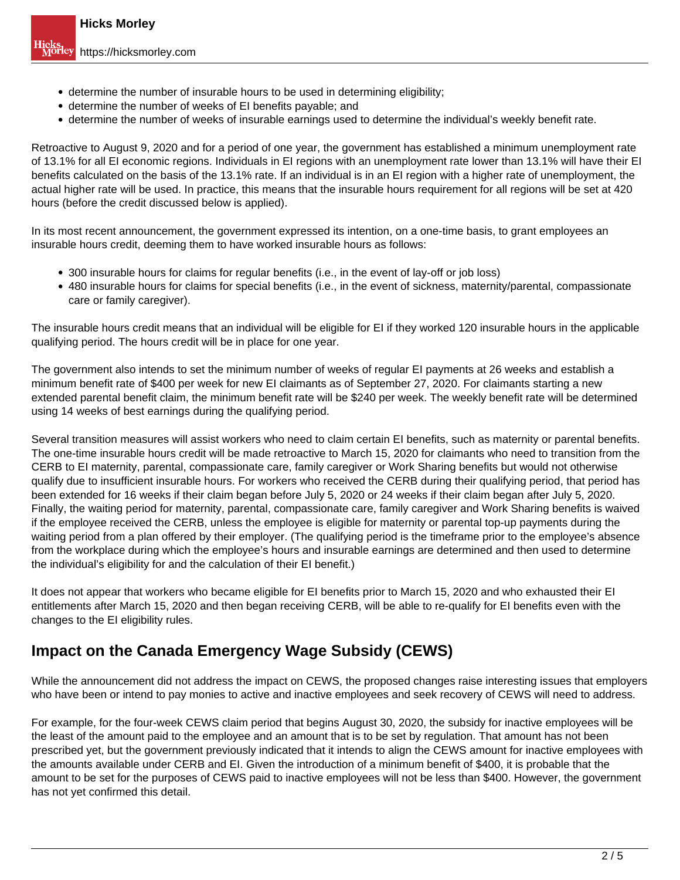- determine the number of insurable hours to be used in determining eligibility;
- determine the number of weeks of EI benefits payable; and
- determine the number of weeks of insurable earnings used to determine the individual's weekly benefit rate.

Retroactive to August 9, 2020 and for a period of one year, the government has established a minimum unemployment rate of 13.1% for all EI economic regions. Individuals in EI regions with an unemployment rate lower than 13.1% will have their EI benefits calculated on the basis of the 13.1% rate. If an individual is in an EI region with a higher rate of unemployment, the actual higher rate will be used. In practice, this means that the insurable hours requirement for all regions will be set at 420 hours (before the credit discussed below is applied).

In its most recent announcement, the government expressed its intention, on a one-time basis, to grant employees an insurable hours credit, deeming them to have worked insurable hours as follows:

- 300 insurable hours for claims for regular benefits (i.e., in the event of lay-off or job loss)
- 480 insurable hours for claims for special benefits (i.e., in the event of sickness, maternity/parental, compassionate care or family caregiver).

The insurable hours credit means that an individual will be eligible for EI if they worked 120 insurable hours in the applicable qualifying period. The hours credit will be in place for one year.

The government also intends to set the minimum number of weeks of regular EI payments at 26 weeks and establish a minimum benefit rate of $400 per week for new EI claimants as of September 27, 2020. For claimants starting a new extended parental benefit claim, the minimum benefit rate will be $240 per week. The weekly benefit rate will be determined using 14 weeks of best earnings during the qualifying period.

Several transition measures will assist workers who need to claim certain EI benefits, such as maternity or parental benefits. The one-time insurable hours credit will be made retroactive to March 15, 2020 for claimants who need to transition from the CERB to EI maternity, parental, compassionate care, family caregiver or Work Sharing benefits but would not otherwise qualify due to insufficient insurable hours. For workers who received the CERB during their qualifying period, that period has been extended for 16 weeks if their claim began before July 5, 2020 or 24 weeks if their claim began after July 5, 2020. Finally, the waiting period for maternity, parental, compassionate care, family caregiver and Work Sharing benefits is waived if the employee received the CERB, unless the employee is eligible for maternity or parental top-up payments during the waiting period from a plan offered by their employer. (The qualifying period is the timeframe prior to the employee's absence from the workplace during which the employee's hours and insurable earnings are determined and then used to determine the individual's eligibility for and the calculation of their EI benefit.)

It does not appear that workers who became eligible for EI benefits prior to March 15, 2020 and who exhausted their EI entitlements after March 15, 2020 and then began receiving CERB, will be able to re-qualify for EI benefits even with the changes to the EI eligibility rules.

## Impact on the Canada Emergency Wage Subsidy (CEWS)

While the announcement did not address the impact on CEWS, the proposed changes raise interesting issues that employers who have been or intend to pay monies to active and inactive employees and seek recovery of CEWS will need to address.

For example, for the four-week CEWS claim period that begins August 30, 2020, the subsidy for inactive employees will be the least of the amount paid to the employee and an amount that is to be set by regulation. That amount has not been prescribed yet, but the government previously indicated that it intends to align the CEWS amount for inactive employees with the amounts available under CERB and EI. Given the introduction of a minimum benefit of $400, it is probable that the amount to be set for the purposes of CEWS paid to inactive employees will not be less than $400. However, the government has not yet confirmed this detail.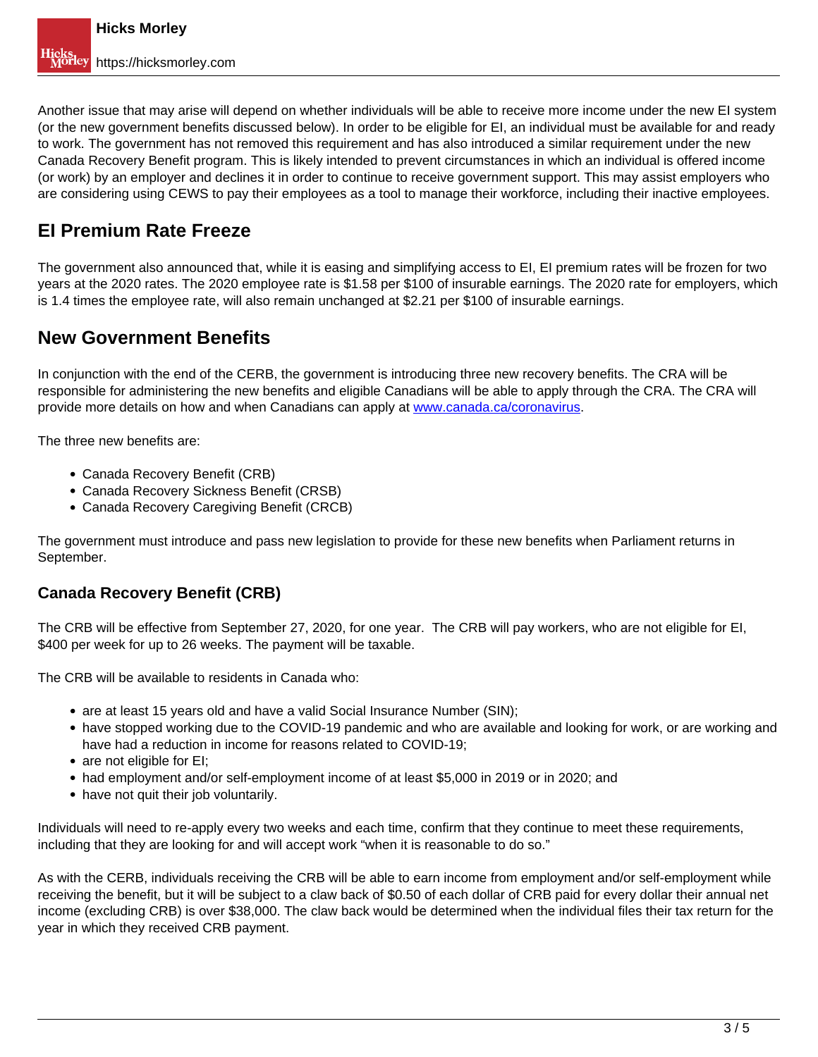Another issue that may arise will depend on whether individuals will be able to receive more income under the new EI system (or the new government benefits discussed below). In order to be eligible for EI, an individual must be available for and ready to work. The government has not removed this requirement and has also introduced a similar requirement under the new Canada Recovery Benefit program. This is likely intended to prevent circumstances in which an individual is offered income (or work) by an employer and declines it in order to continue to receive government support. This may assist employers who are considering using CEWS to pay their employees as a tool to manage their workforce, including their inactive employees.

## EI Premium Rate Freeze

The government also announced that, while it is easing and simplifying access to EI, EI premium rates will be frozen for two years at the 2020 rates. The 2020 employee rate is $1.58 per $100 of insurable earnings. The 2020 rate for employers, which is 1.4 times the employee rate, will also remain unchanged at $2.21 per $100 of insurable earnings.

## New Government Benefits

In conjunction with the end of the CERB, the government is introducing three new recovery benefits. The CRA will be responsible for administering the new benefits and eligible Canadians will be able to apply through the CRA. The CRA will provide more details on how and when Canadians can apply at [www.canada.ca/coronavirus](www.canada.ca/coronavirus).

The three new benefits are:

- Canada Recovery Benefit (CRB)
- Canada Recovery Sickness Benefit (CRSB)
- Canada Recovery Caregiving Benefit (CRCB)

The government must introduce and pass new legislation to provide for these new benefits when Parliament returns in September.

### Canada Recovery Benefit (CRB)

The CRB will be effective from September 27, 2020, for one year. The CRB will pay workers, who are not eligible for EI, $400 per week for up to 26 weeks. The payment will be taxable.

The CRB will be available to residents in Canada who:

- are at least 15 years old and have a valid Social Insurance Number (SIN);
- have stopped working due to the COVID-19 pandemic and who are available and looking for work, or are working and have had a reduction in income for reasons related to COVID-19;
- are not eligible for EI;
- had employment and/or self-employment income of at least $5,000 in 2019 or in 2020; and
- have not quit their job voluntarily.

Individuals will need to re-apply every two weeks and each time, confirm that they continue to meet these requirements, including that they are looking for and will accept work "when it is reasonable to do so."

As with the CERB, individuals receiving the CRB will be able to earn income from employment and/or self-employment while receiving the benefit, but it will be subject to a claw back of $0.50 of each dollar of CRB paid for every dollar their annual net income (excluding CRB) is over $38,000. The claw back would be determined when the individual files their tax return for the year in which they received CRB payment.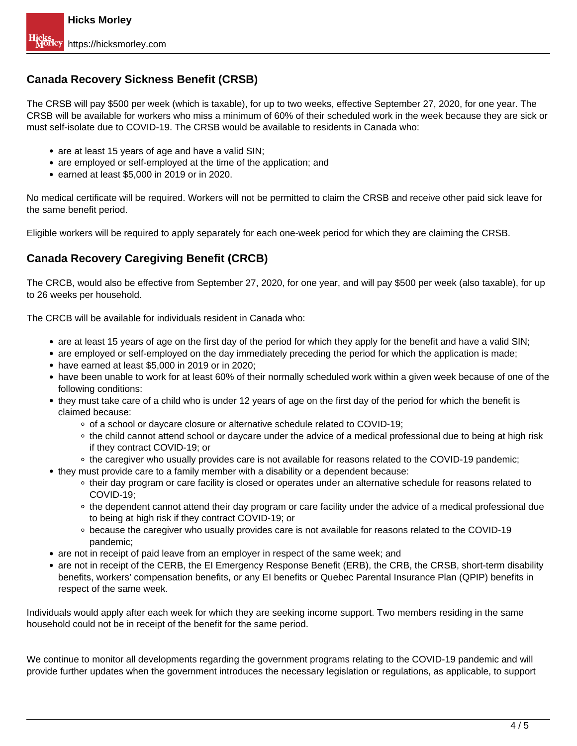## Canada Recovery Sickness Benefit (CRSB)

The CRSB will pay $500 per week (which is taxable), for up to two weeks, effective September 27, 2020, for one year. The CRSB will be available for workers who miss a minimum of 60% of their scheduled work in the week because they are sick or must self-isolate due to COVID-19. The CRSB would be available to residents in Canada who:

- are at least 15 years of age and have a valid SIN;
- are employed or self-employed at the time of the application; and
- earned at least $5,000 in 2019 or in 2020.

No medical certificate will be required. Workers will not be permitted to claim the CRSB and receive other paid sick leave for the same benefit period.

Eligible workers will be required to apply separately for each one-week period for which they are claiming the CRSB.

## Canada Recovery Caregiving Benefit (CRCB)

The CRCB, would also be effective from September 27, 2020, for one year, and will pay $500 per week (also taxable), for up to 26 weeks per household.

The CRCB will be available for individuals resident in Canada who:

- are at least 15 years of age on the first day of the period for which they apply for the benefit and have a valid SIN;
- are employed or self-employed on the day immediately preceding the period for which the application is made;
- have earned at least $5,000 in 2019 or in 2020;
- have been unable to work for at least 60% of their normally scheduled work within a given week because of one of the following conditions:
- they must take care of a child who is under 12 years of age on the first day of the period for which the benefit is claimed because:
  - of a school or daycare closure or alternative schedule related to COVID-19;
  - the child cannot attend school or daycare under the advice of a medical professional due to being at high risk if they contract COVID-19; or
  - the caregiver who usually provides care is not available for reasons related to the COVID-19 pandemic;
- they must provide care to a family member with a disability or a dependent because:
  - their day program or care facility is closed or operates under an alternative schedule for reasons related to COVID-19;
  - the dependent cannot attend their day program or care facility under the advice of a medical professional due to being at high risk if they contract COVID-19; or
  - because the caregiver who usually provides care is not available for reasons related to the COVID-19 pandemic;
- are not in receipt of paid leave from an employer in respect of the same week; and
- are not in receipt of the CERB, the EI Emergency Response Benefit (ERB), the CRB, the CRSB, short-term disability benefits, workers' compensation benefits, or any EI benefits or Quebec Parental Insurance Plan (QPIP) benefits in respect of the same week.

Individuals would apply after each week for which they are seeking income support. Two members residing in the same household could not be in receipt of the benefit for the same period.

We continue to monitor all developments regarding the government programs relating to the COVID-19 pandemic and will provide further updates when the government introduces the necessary legislation or regulations, as applicable, to support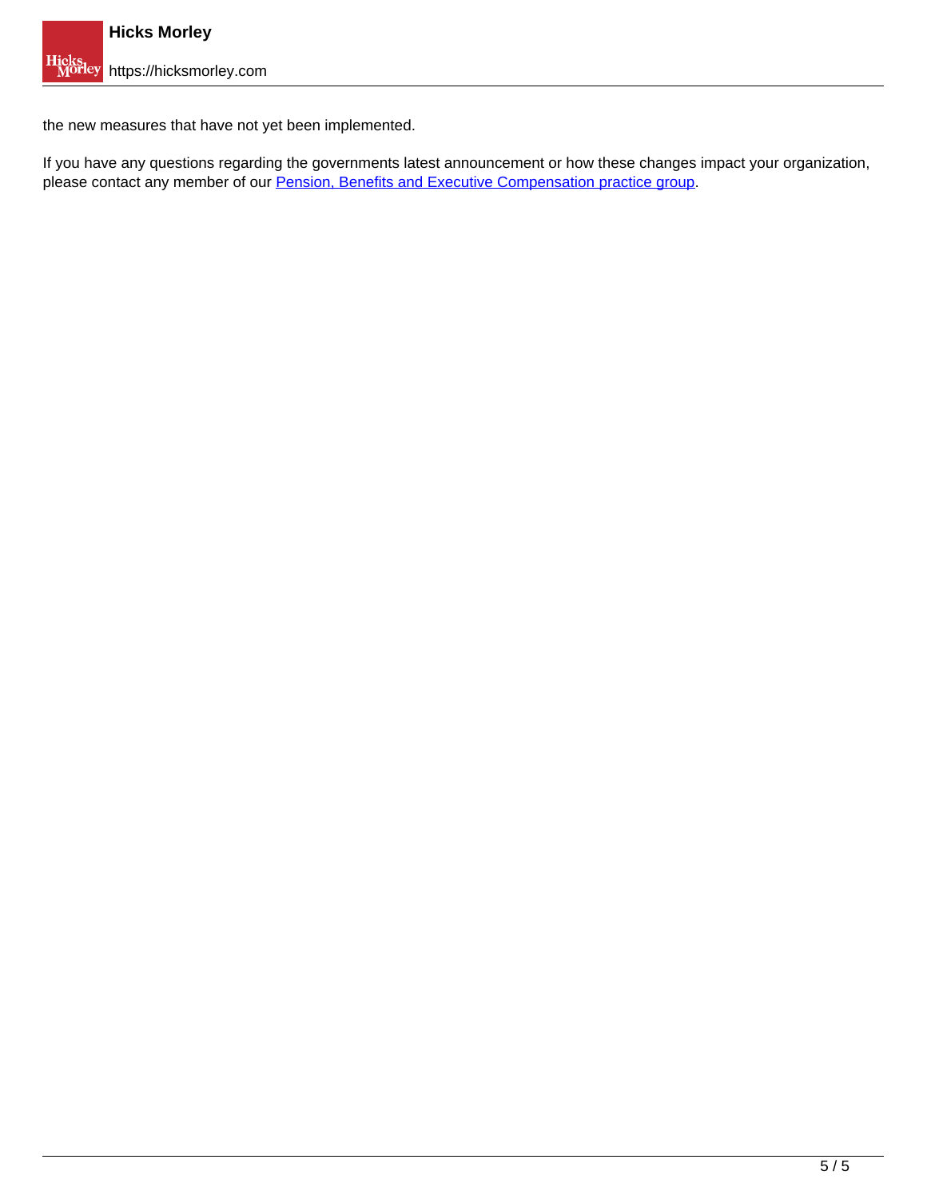the new measures that have not yet been implemented.

If you have any questions regarding the governments latest announcement or how these changes impact your organization, please contact any member of our Pension, Benefits and Executive Compensation practice group.